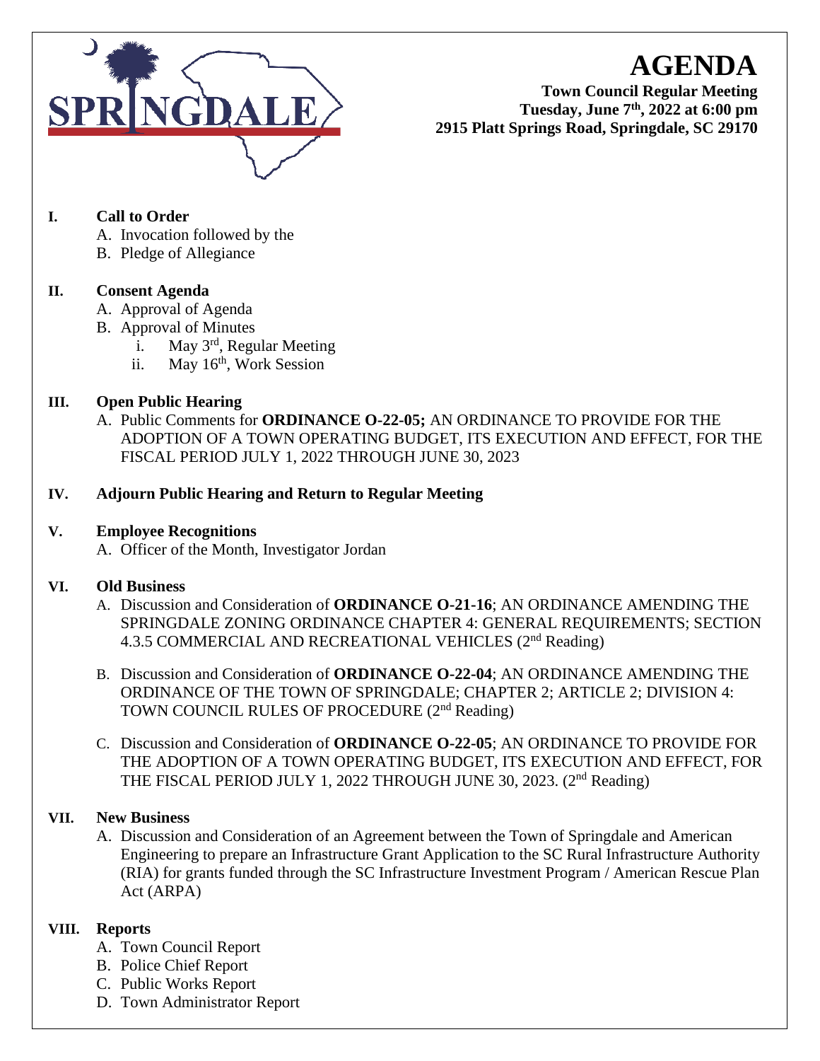# AGENDA

**Town Council Regular Meeting**
**Tuesday, June 7th, 2022 at 6:00 pm**
**2915 Platt Springs Road, Springdale, SC 29170**

**I. Call to Order**

A. Invocation followed by the
B. Pledge of Allegiance

**II. Consent Agenda**

A. Approval of Agenda
B. Approval of Minutes
   i. May 3rd, Regular Meeting
   ii. May 16th, Work Session

**III. Open Public Hearing**

A. Public Comments for **ORDINANCE O-22-05;** AN ORDINANCE TO PROVIDE FOR THE ADOPTION OF A TOWN OPERATING BUDGET, ITS EXECUTION AND EFFECT, FOR THE FISCAL PERIOD JULY 1, 2022 THROUGH JUNE 30, 2023

**IV. Adjourn Public Hearing and Return to Regular Meeting**

**V. Employee Recognitions**

A. Officer of the Month, Investigator Jordan

**VI. Old Business**

A. Discussion and Consideration of **ORDINANCE O-21-16**; AN ORDINANCE AMENDING THE SPRINGDALE ZONING ORDINANCE CHAPTER 4: GENERAL REQUIREMENTS; SECTION 4.3.5 COMMERCIAL AND RECREATIONAL VEHICLES (2nd Reading)

B. Discussion and Consideration of **ORDINANCE O-22-04**; AN ORDINANCE AMENDING THE ORDINANCE OF THE TOWN OF SPRINGDALE; CHAPTER 2; ARTICLE 2; DIVISION 4: TOWN COUNCIL RULES OF PROCEDURE (2nd Reading)

C. Discussion and Consideration of **ORDINANCE O-22-05**; AN ORDINANCE TO PROVIDE FOR THE ADOPTION OF A TOWN OPERATING BUDGET, ITS EXECUTION AND EFFECT, FOR THE FISCAL PERIOD JULY 1, 2022 THROUGH JUNE 30, 2023. (2nd Reading)

**VII. New Business**

A. Discussion and Consideration of an Agreement between the Town of Springdale and American Engineering to prepare an Infrastructure Grant Application to the SC Rural Infrastructure Authority (RIA) for grants funded through the SC Infrastructure Investment Program / American Rescue Plan Act (ARPA)

**VIII. Reports**

A. Town Council Report
B. Police Chief Report
C. Public Works Report
D. Town Administrator Report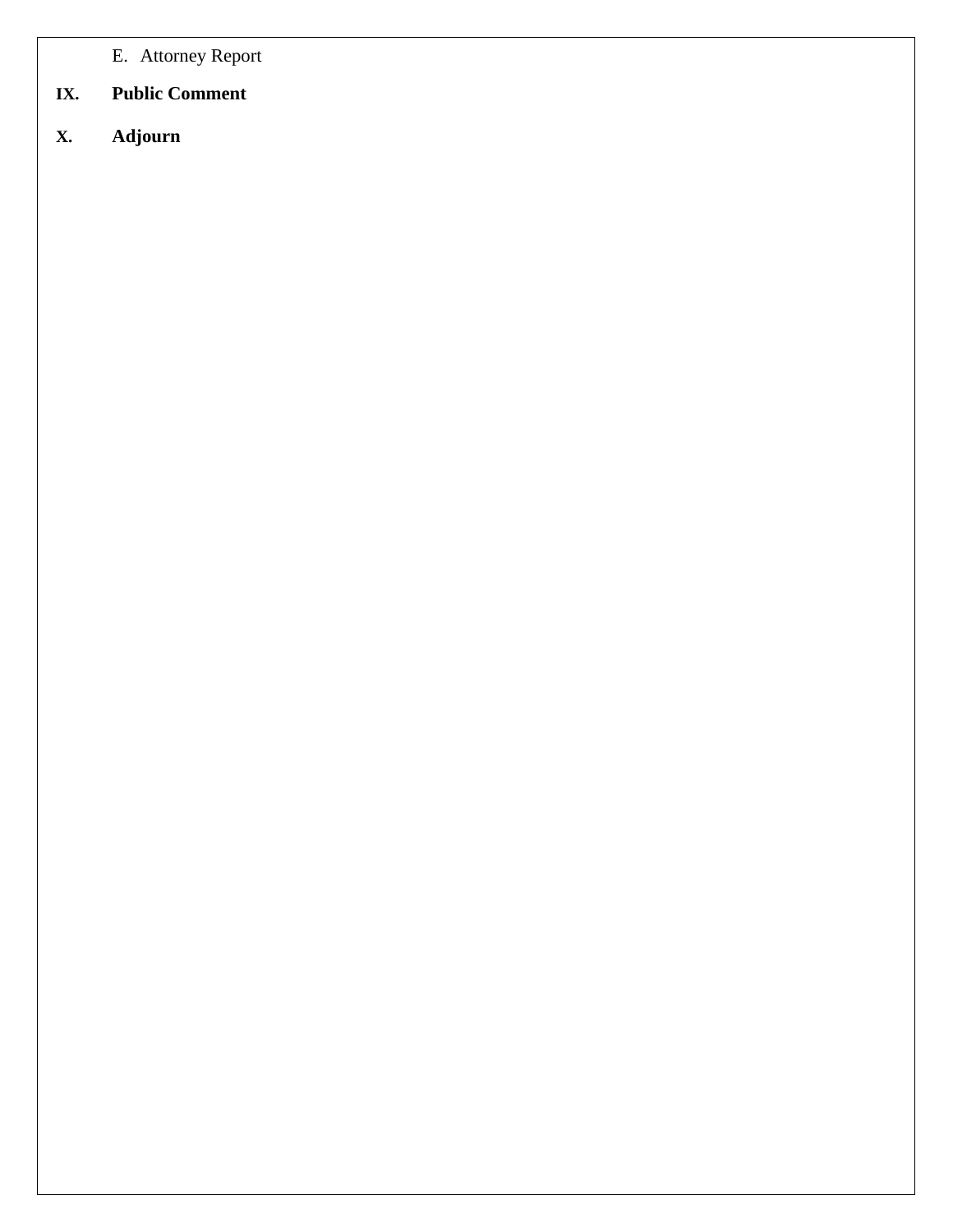E. Attorney Report

**IX. Public Comment**

**X. Adjourn**